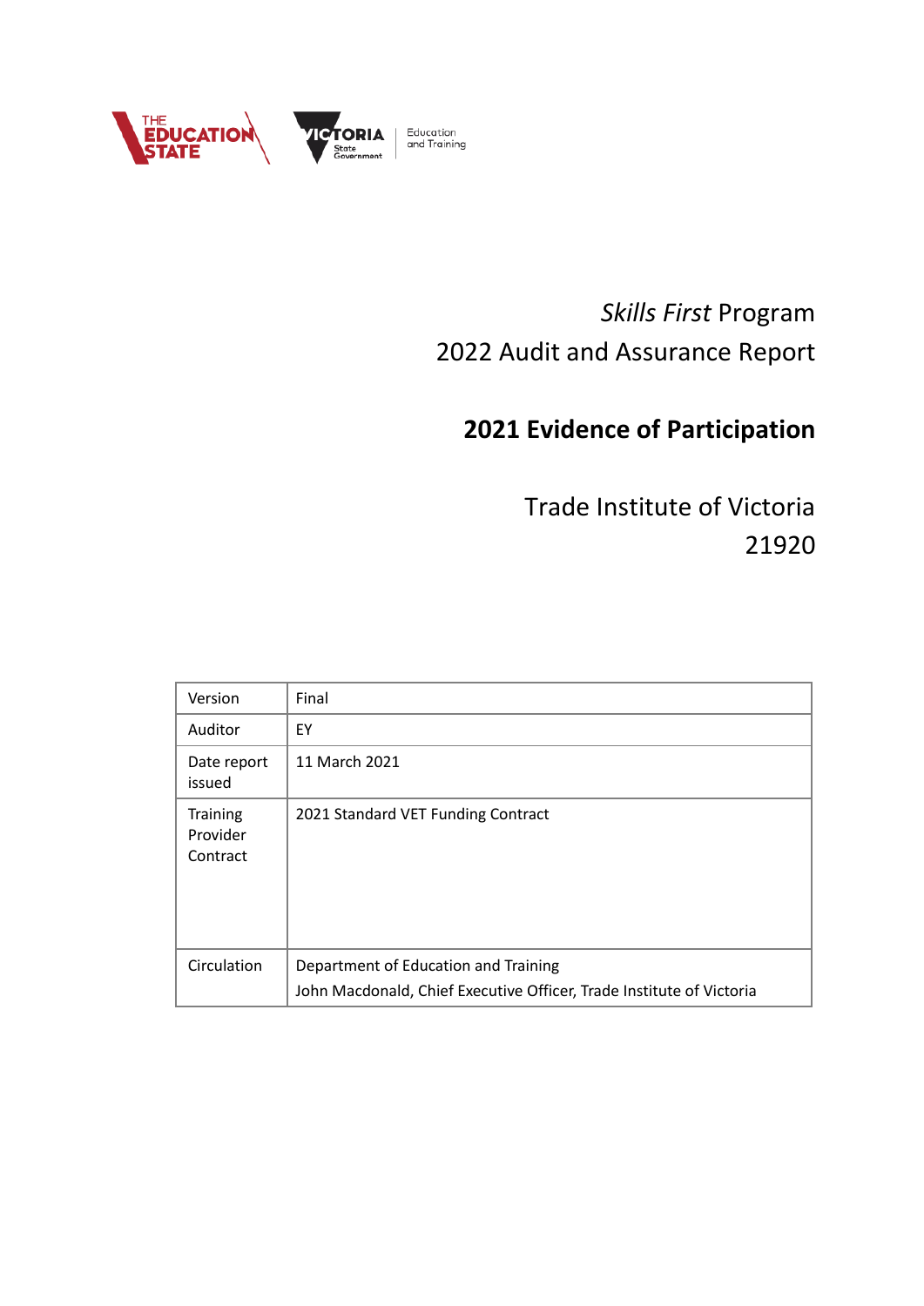*Skills First* Program

2022 Audit and Assurance Report

# 2021 Evidence of Participation

Trade Institute of Victoria

21920

| Version | Final |
|---|---|
| Auditor | EY |
| Date report issued | 11 March 2021 |
| Training Provider Contract | 2021 Standard VET Funding Contract |
| Circulation | Department of Education and Training<br>John Macdonald, Chief Executive Officer, Trade Institute of Victoria |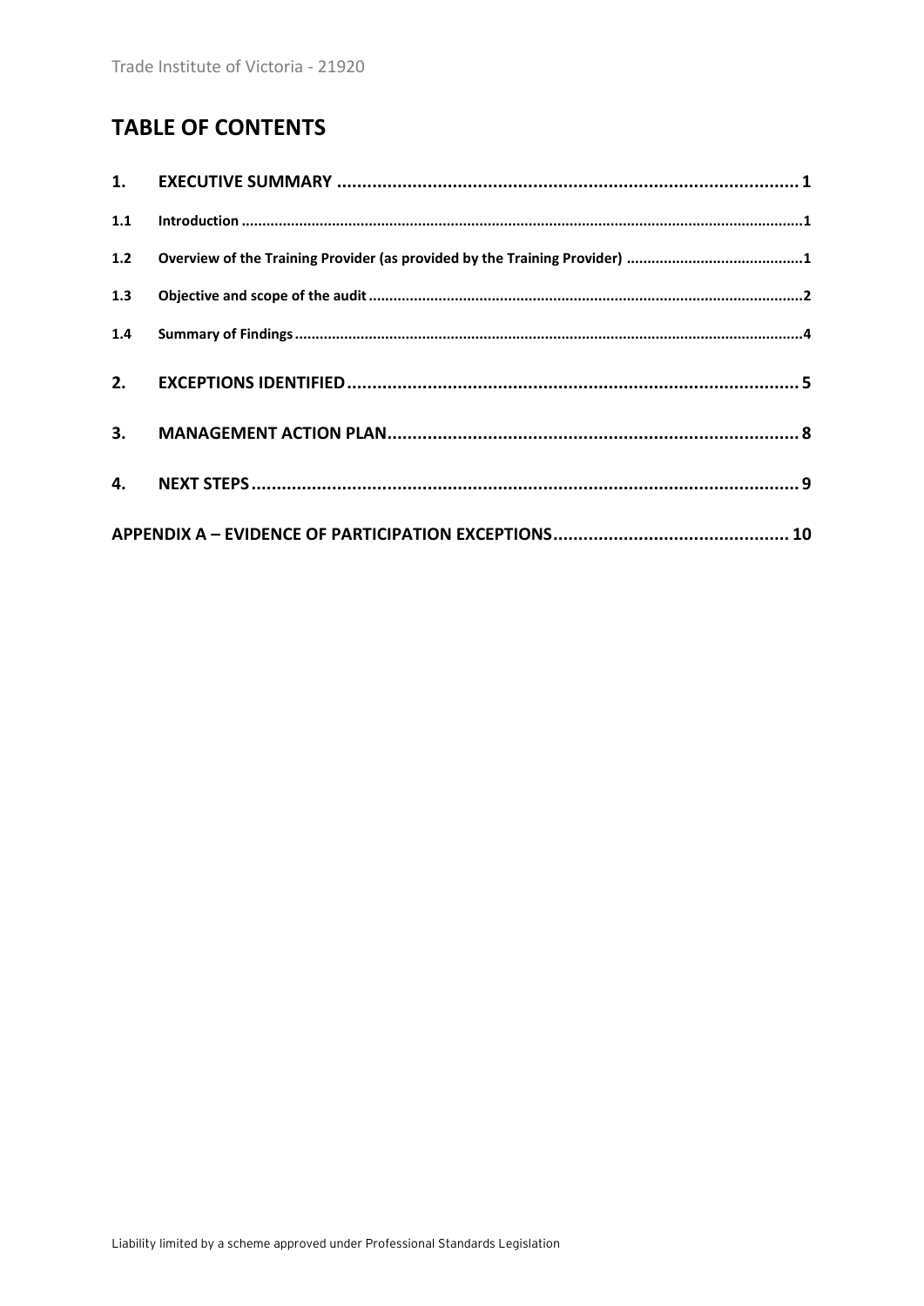## TABLE OF CONTENTS

| | | |
|---|---|---|
| **1.** | **EXECUTIVE SUMMARY** | **1** |
| **1.1** | **Introduction** | **1** |
| **1.2** | **Overview of the Training Provider (as provided by the Training Provider)** | **1** |
| **1.3** | **Objective and scope of the audit** | **2** |
| **1.4** | **Summary of Findings** | **4** |
| **2.** | **EXCEPTIONS IDENTIFIED** | **5** |
| **3.** | **MANAGEMENT ACTION PLAN** | **8** |
| **4.** | **NEXT STEPS** | **9** |
| | **APPENDIX A – EVIDENCE OF PARTICIPATION EXCEPTIONS** | **10** |

Liability limited by a scheme approved under Professional Standards Legislation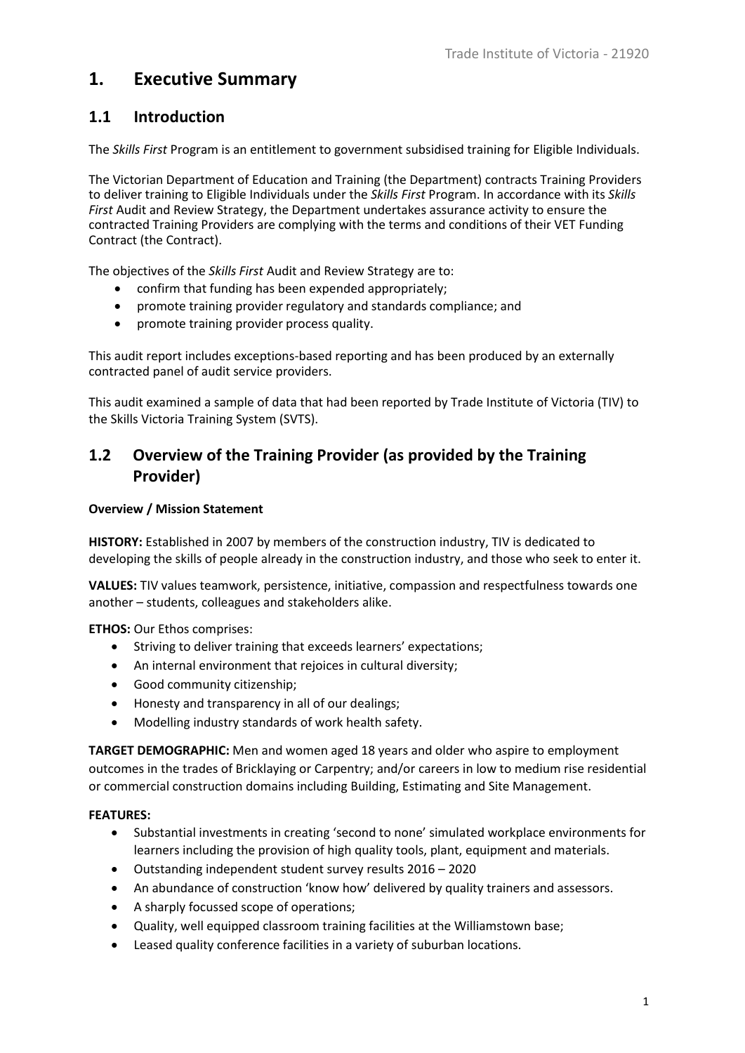# 1. Executive Summary

## 1.1 Introduction

The *Skills First* Program is an entitlement to government subsidised training for Eligible Individuals.

The Victorian Department of Education and Training (the Department) contracts Training Providers to deliver training to Eligible Individuals under the *Skills First* Program. In accordance with its *Skills First* Audit and Review Strategy, the Department undertakes assurance activity to ensure the contracted Training Providers are complying with the terms and conditions of their VET Funding Contract (the Contract).

The objectives of the *Skills First* Audit and Review Strategy are to:

- confirm that funding has been expended appropriately;
- promote training provider regulatory and standards compliance; and
- promote training provider process quality.

This audit report includes exceptions-based reporting and has been produced by an externally contracted panel of audit service providers.

This audit examined a sample of data that had been reported by Trade Institute of Victoria (TIV) to the Skills Victoria Training System (SVTS).

## 1.2 Overview of the Training Provider (as provided by the Training Provider)

**Overview / Mission Statement**

**HISTORY:** Established in 2007 by members of the construction industry, TIV is dedicated to developing the skills of people already in the construction industry, and those who seek to enter it.

**VALUES:** TIV values teamwork, persistence, initiative, compassion and respectfulness towards one another – students, colleagues and stakeholders alike.

**ETHOS:** Our Ethos comprises:

- Striving to deliver training that exceeds learners' expectations;
- An internal environment that rejoices in cultural diversity;
- Good community citizenship;
- Honesty and transparency in all of our dealings;
- Modelling industry standards of work health safety.

**TARGET DEMOGRAPHIC:** Men and women aged 18 years and older who aspire to employment outcomes in the trades of Bricklaying or Carpentry; and/or careers in low to medium rise residential or commercial construction domains including Building, Estimating and Site Management.

**FEATURES:**

- Substantial investments in creating 'second to none' simulated workplace environments for learners including the provision of high quality tools, plant, equipment and materials.
- Outstanding independent student survey results 2016 – 2020
- An abundance of construction 'know how' delivered by quality trainers and assessors.
- A sharply focussed scope of operations;
- Quality, well equipped classroom training facilities at the Williamstown base;
- Leased quality conference facilities in a variety of suburban locations.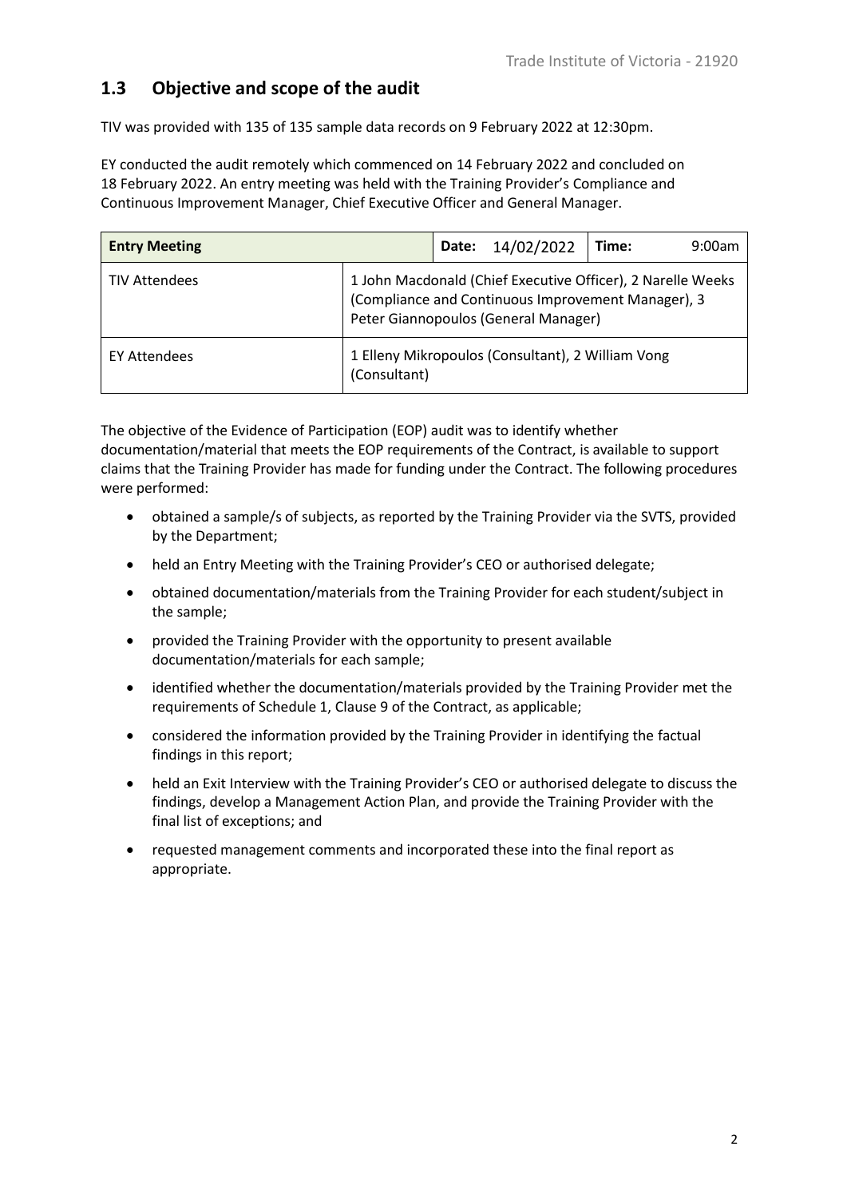## 1.3 Objective and scope of the audit

TIV was provided with 135 of 135 sample data records on 9 February 2022 at 12:30pm.

EY conducted the audit remotely which commenced on 14 February 2022 and concluded on 18 February 2022. An entry meeting was held with the Training Provider's Compliance and Continuous Improvement Manager, Chief Executive Officer and General Manager.

| **Entry Meeting** | **Date:** 14/02/2022 | **Time:** 9:00am |
|---|---|---|
| TIV Attendees | 1 John Macdonald (Chief Executive Officer), 2 Narelle Weeks (Compliance and Continuous Improvement Manager), 3 Peter Giannopoulos (General Manager) | |
| EY Attendees | 1 Elleny Mikropoulos (Consultant), 2 William Vong (Consultant) | |

The objective of the Evidence of Participation (EOP) audit was to identify whether documentation/material that meets the EOP requirements of the Contract, is available to support claims that the Training Provider has made for funding under the Contract. The following procedures were performed:

- obtained a sample/s of subjects, as reported by the Training Provider via the SVTS, provided by the Department;
- held an Entry Meeting with the Training Provider's CEO or authorised delegate;
- obtained documentation/materials from the Training Provider for each student/subject in the sample;
- provided the Training Provider with the opportunity to present available documentation/materials for each sample;
- identified whether the documentation/materials provided by the Training Provider met the requirements of Schedule 1, Clause 9 of the Contract, as applicable;
- considered the information provided by the Training Provider in identifying the factual findings in this report;
- held an Exit Interview with the Training Provider's CEO or authorised delegate to discuss the findings, develop a Management Action Plan, and provide the Training Provider with the final list of exceptions; and
- requested management comments and incorporated these into the final report as appropriate.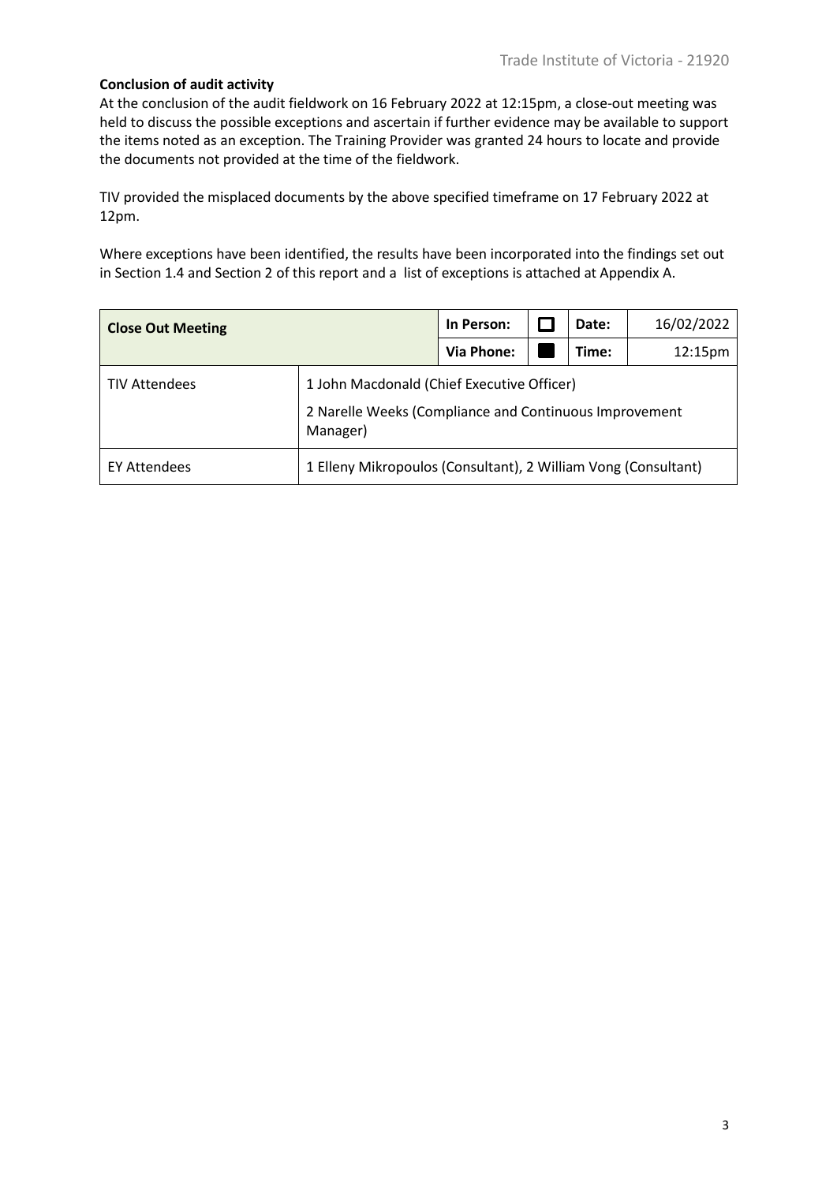**Conclusion of audit activity**

At the conclusion of the audit fieldwork on 16 February 2022 at 12:15pm, a close-out meeting was held to discuss the possible exceptions and ascertain if further evidence may be available to support the items noted as an exception. The Training Provider was granted 24 hours to locate and provide the documents not provided at the time of the fieldwork.

TIV provided the misplaced documents by the above specified timeframe on 17 February 2022 at 12pm.

Where exceptions have been identified, the results have been incorporated into the findings set out in Section 1.4 and Section 2 of this report and a list of exceptions is attached at Appendix A.

| **Close Out Meeting** | | **In Person:** | ☐ | **Date:** | 16/02/2022 |
|---|---|---|---|---|---|
| | | **Via Phone:** | ■ | **Time:** | 12:15pm |
| TIV Attendees | 1 John Macdonald (Chief Executive Officer)<br>2 Narelle Weeks (Compliance and Continuous Improvement Manager) | | | | |
| EY Attendees | 1 Elleny Mikropoulos (Consultant), 2 William Vong (Consultant) | | | | |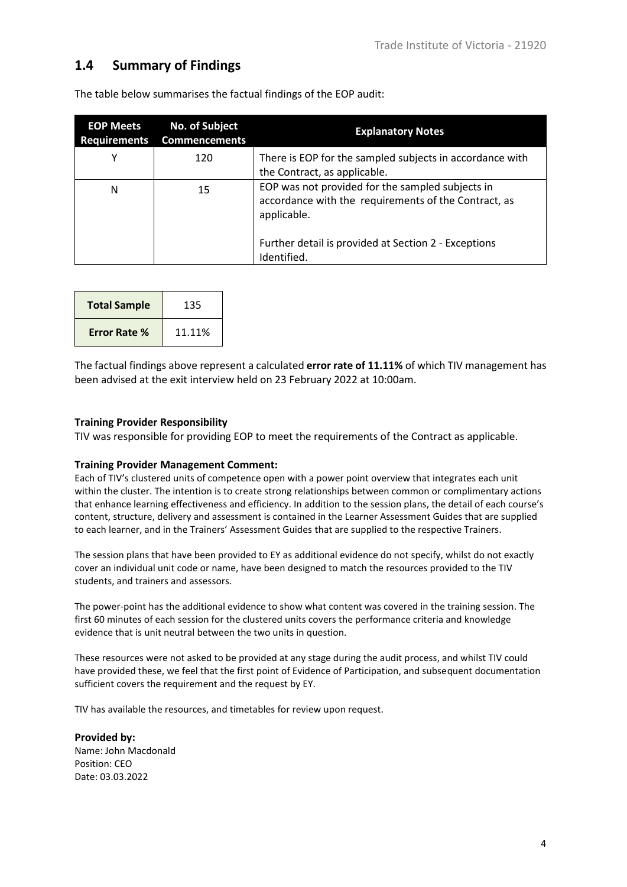## 1.4 Summary of Findings

The table below summarises the factual findings of the EOP audit:

| EOP Meets Requirements | No. of Subject Commencements | Explanatory Notes |
|---|---|---|
| Y | 120 | There is EOP for the sampled subjects in accordance with the Contract, as applicable. |
| N | 15 | EOP was not provided for the sampled subjects in accordance with the requirements of the Contract, as applicable.<br><br>Further detail is provided at Section 2 - Exceptions Identified. |

| **Total Sample** | 135 |
|---|---|
| **Error Rate %** | 11.11% |

The factual findings above represent a calculated **error rate of 11.11%** of which TIV management has been advised at the exit interview held on 23 February 2022 at 10:00am.

**Training Provider Responsibility**

TIV was responsible for providing EOP to meet the requirements of the Contract as applicable.

**Training Provider Management Comment:**

Each of TIV's clustered units of competence open with a power point overview that integrates each unit within the cluster. The intention is to create strong relationships between common or complimentary actions that enhance learning effectiveness and efficiency. In addition to the session plans, the detail of each course's content, structure, delivery and assessment is contained in the Learner Assessment Guides that are supplied to each learner, and in the Trainers' Assessment Guides that are supplied to the respective Trainers.

The session plans that have been provided to EY as additional evidence do not specify, whilst do not exactly cover an individual unit code or name, have been designed to match the resources provided to the TIV students, and trainers and assessors.

The power-point has the additional evidence to show what content was covered in the training session. The first 60 minutes of each session for the clustered units covers the performance criteria and knowledge evidence that is unit neutral between the two units in question.

These resources were not asked to be provided at any stage during the audit process, and whilst TIV could have provided these, we feel that the first point of Evidence of Participation, and subsequent documentation sufficient covers the requirement and the request by EY.

TIV has available the resources, and timetables for review upon request.

**Provided by:**
Name: John Macdonald
Position: CEO
Date: 03.03.2022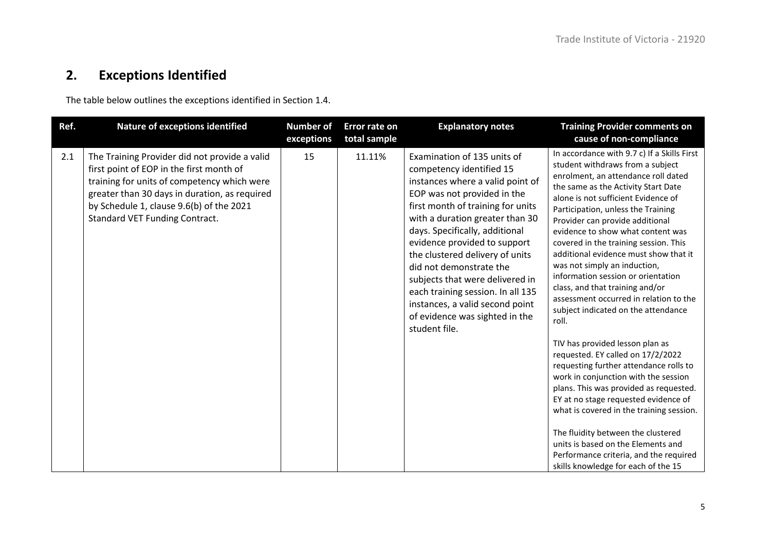## 2. Exceptions Identified

The table below outlines the exceptions identified in Section 1.4.

| Ref. | Nature of exceptions identified | Number of exceptions | Error rate on total sample | Explanatory notes | Training Provider comments on cause of non-compliance |
|---|---|---|---|---|---|
| 2.1 | The Training Provider did not provide a valid first point of EOP in the first month of training for units of competency which were greater than 30 days in duration, as required by Schedule 1, clause 9.6(b) of the 2021 Standard VET Funding Contract. | 15 | 11.11% | Examination of 135 units of competency identified 15 instances where a valid point of EOP was not provided in the first month of training for units with a duration greater than 30 days. Specifically, additional evidence provided to support the clustered delivery of units did not demonstrate the subjects that were delivered in each training session. In all 135 instances, a valid second point of evidence was sighted in the student file. | In accordance with 9.7 c) If a Skills First student withdraws from a subject enrolment, an attendance roll dated the same as the Activity Start Date alone is not sufficient Evidence of Participation, unless the Training Provider can provide additional evidence to show what content was covered in the training session. This additional evidence must show that it was not simply an induction, information session or orientation class, and that training and/or assessment occurred in relation to the subject indicated on the attendance roll.<br><br>TIV has provided lesson plan as requested. EY called on 17/2/2022 requesting further attendance rolls to work in conjunction with the session plans. This was provided as requested. EY at no stage requested evidence of what is covered in the training session.<br><br>The fluidity between the clustered units is based on the Elements and Performance criteria, and the required skills knowledge for each of the 15 |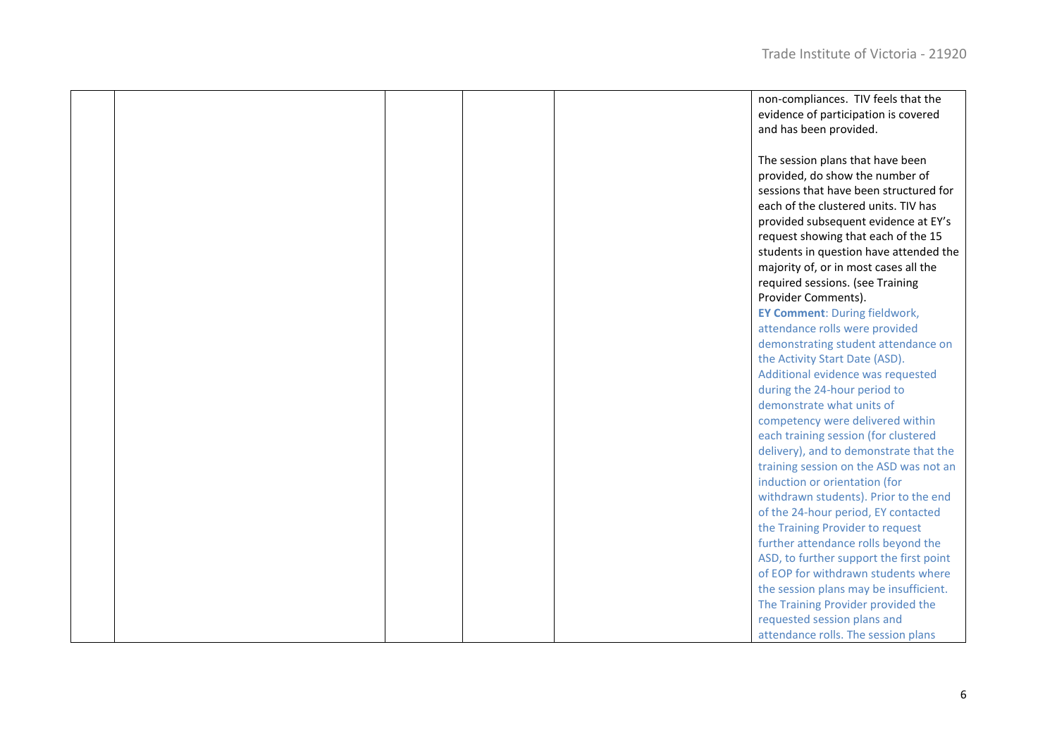| | | | | | |
|---|---|---|---|---|---|
| | | | | | non-compliances. TIV feels that the evidence of participation is covered and has been provided.<br><br>The session plans that have been provided, do show the number of sessions that have been structured for each of the clustered units. TIV has provided subsequent evidence at EY's request showing that each of the 15 students in question have attended the majority of, or in most cases all the required sessions. (see Training Provider Comments).<br>**EY Comment**: During fieldwork, attendance rolls were provided demonstrating student attendance on the Activity Start Date (ASD). Additional evidence was requested during the 24-hour period to demonstrate what units of competency were delivered within each training session (for clustered delivery), and to demonstrate that the training session on the ASD was not an induction or orientation (for withdrawn students). Prior to the end of the 24-hour period, EY contacted the Training Provider to request further attendance rolls beyond the ASD, to further support the first point of EOP for withdrawn students where the session plans may be insufficient. The Training Provider provided the requested session plans and attendance rolls. The session plans |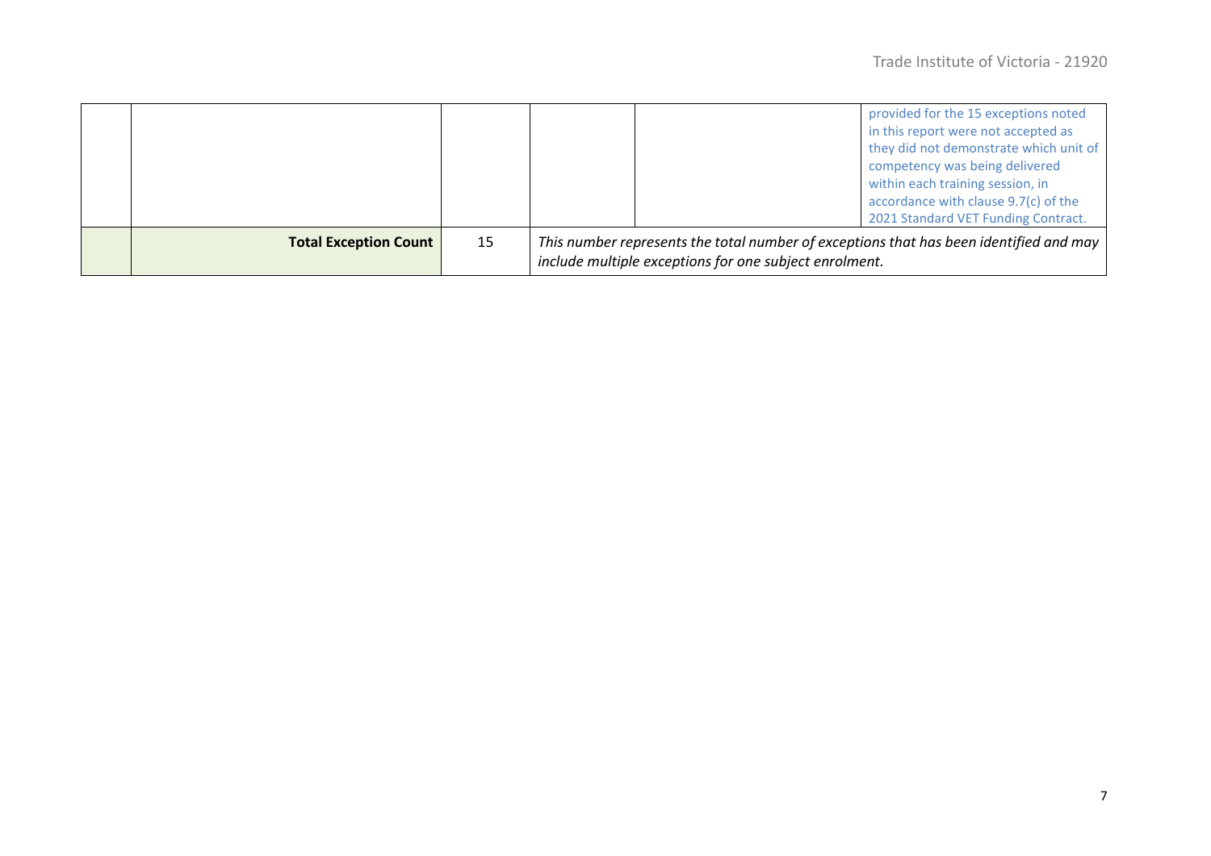| | | | | | |
|---|---|---|---|---|---|
| | | | | | provided for the 15 exceptions noted in this report were not accepted as they did not demonstrate which unit of competency was being delivered within each training session, in accordance with clause 9.7(c) of the 2021 Standard VET Funding Contract. |
| | **Total Exception Count** | 15 | *This number represents the total number of exceptions that has been identified and may include multiple exceptions for one subject enrolment.* | | |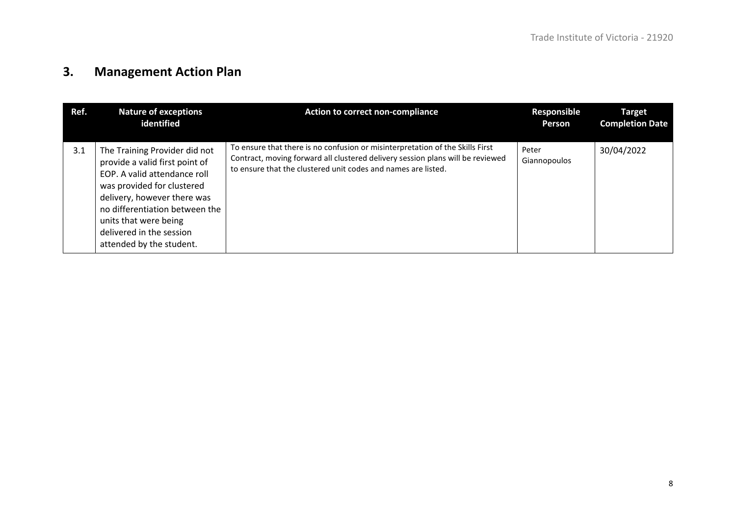## 3. Management Action Plan

| Ref. | Nature of exceptions identified | Action to correct non-compliance | Responsible Person | Target Completion Date |
|---|---|---|---|---|
| 3.1 | The Training Provider did not provide a valid first point of EOP. A valid attendance roll was provided for clustered delivery, however there was no differentiation between the units that were being delivered in the session attended by the student. | To ensure that there is no confusion or misinterpretation of the Skills First Contract, moving forward all clustered delivery session plans will be reviewed to ensure that the clustered unit codes and names are listed. | Peter Giannopoulos | 30/04/2022 |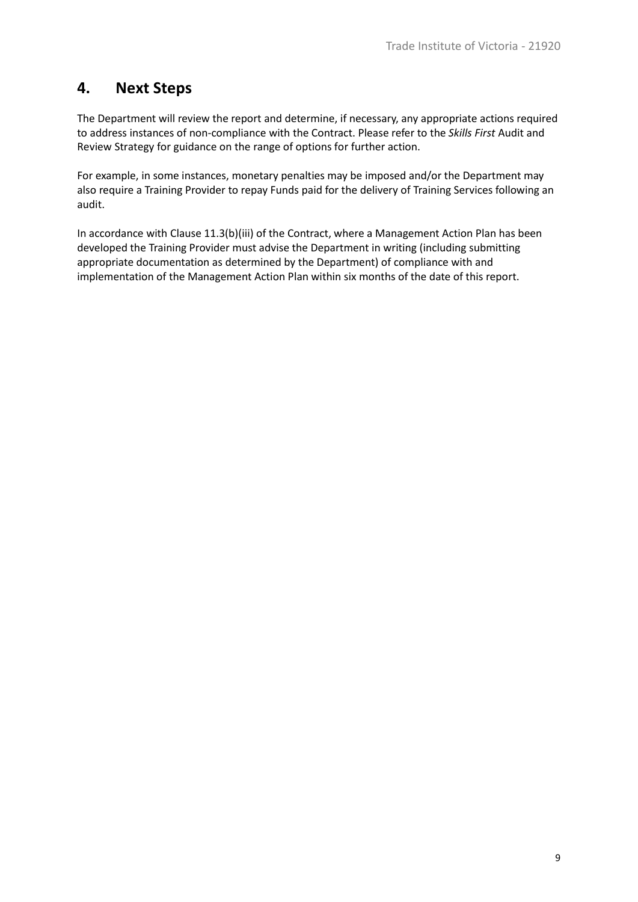## 4. Next Steps

The Department will review the report and determine, if necessary, any appropriate actions required to address instances of non-compliance with the Contract. Please refer to the *Skills First* Audit and Review Strategy for guidance on the range of options for further action.

For example, in some instances, monetary penalties may be imposed and/or the Department may also require a Training Provider to repay Funds paid for the delivery of Training Services following an audit.

In accordance with Clause 11.3(b)(iii) of the Contract, where a Management Action Plan has been developed the Training Provider must advise the Department in writing (including submitting appropriate documentation as determined by the Department) of compliance with and implementation of the Management Action Plan within six months of the date of this report.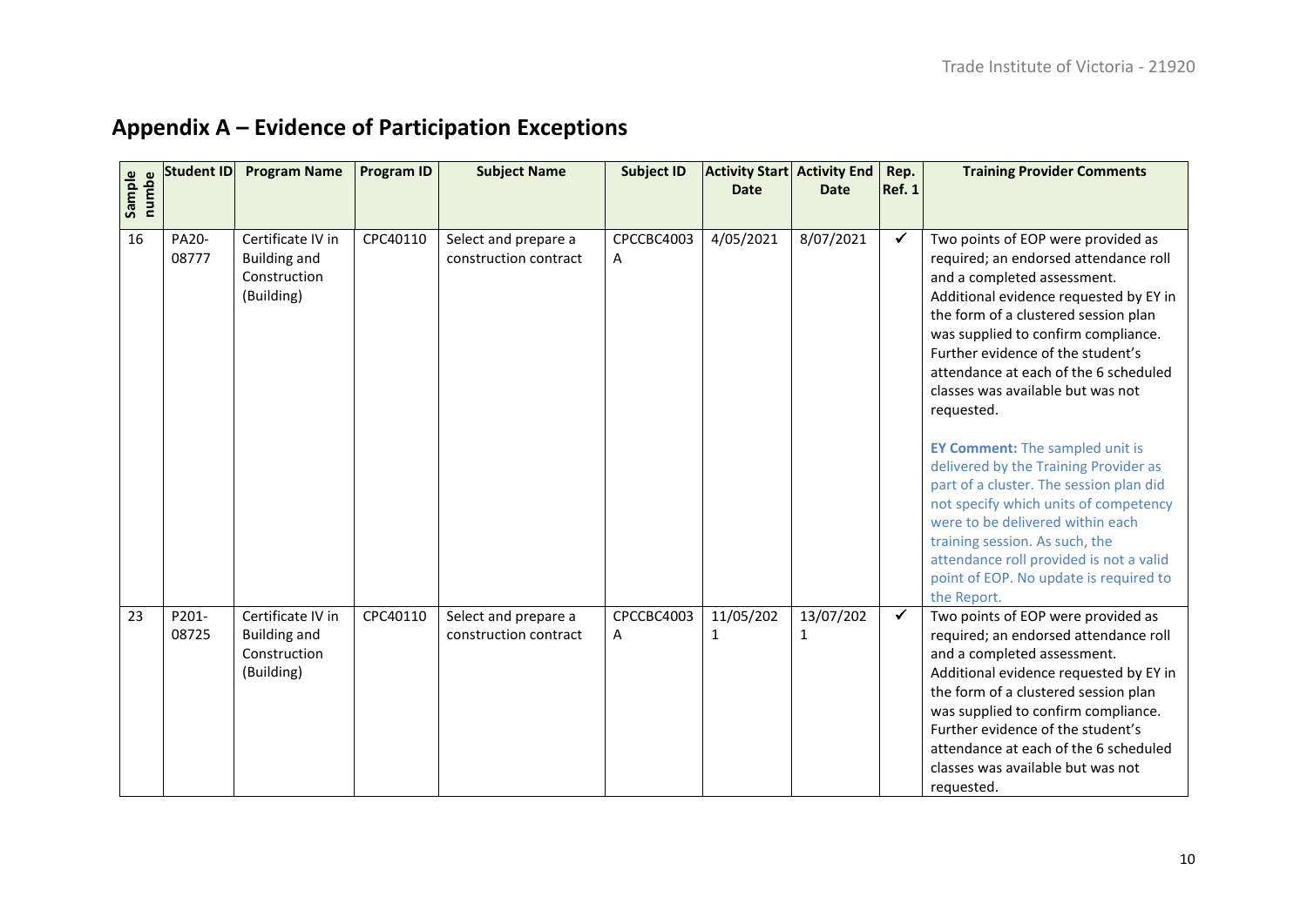## Appendix A – Evidence of Participation Exceptions

| Sample numbe | Student ID | Program Name | Program ID | Subject Name | Subject ID | Activity Start Date | Activity End Date | Rep. Ref. 1 | Training Provider Comments |
|---|---|---|---|---|---|---|---|---|---|
| 16 | PA20-08777 | Certificate IV in Building and Construction (Building) | CPC40110 | Select and prepare a construction contract | CPCCBC4003A | 4/05/2021 | 8/07/2021 | ✓ | Two points of EOP were provided as required; an endorsed attendance roll and a completed assessment. Additional evidence requested by EY in the form of a clustered session plan was supplied to confirm compliance. Further evidence of the student's attendance at each of the 6 scheduled classes was available but was not requested.<br><br>**EY Comment:** The sampled unit is delivered by the Training Provider as part of a cluster. The session plan did not specify which units of competency were to be delivered within each training session. As such, the attendance roll provided is not a valid point of EOP. No update is required to the Report. |
| 23 | P201-08725 | Certificate IV in Building and Construction (Building) | CPC40110 | Select and prepare a construction contract | CPCCBC4003A | 11/05/2021 | 13/07/2021 | ✓ | Two points of EOP were provided as required; an endorsed attendance roll and a completed assessment. Additional evidence requested by EY in the form of a clustered session plan was supplied to confirm compliance. Further evidence of the student's attendance at each of the 6 scheduled classes was available but was not requested. |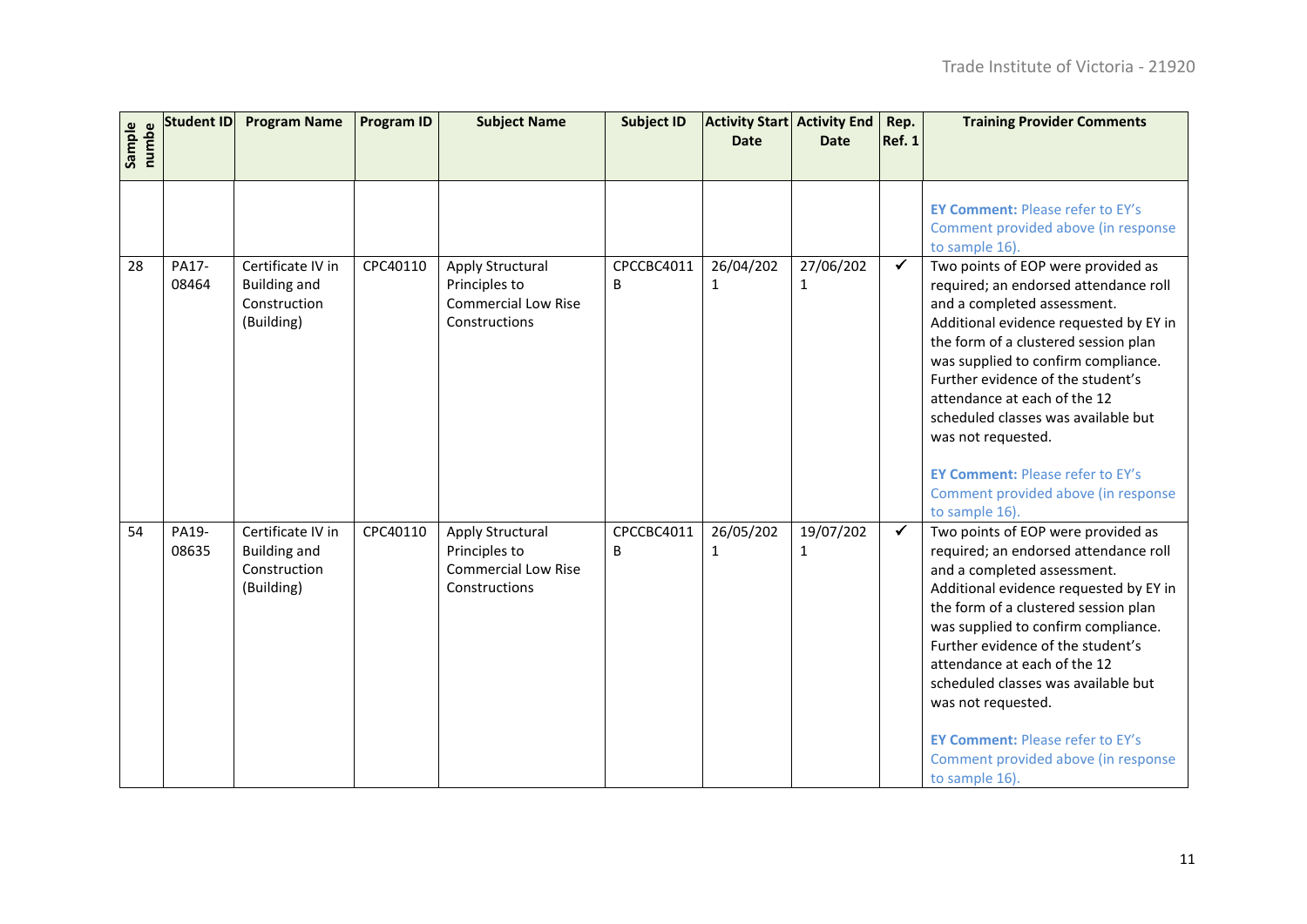| Sample numbe | Student ID | Program Name | Program ID | Subject Name | Subject ID | Activity Start Date | Activity End Date | Rep. Ref. 1 | Training Provider Comments |
|---|---|---|---|---|---|---|---|---|---|
| | | | | | | | | | **EY Comment:** Please refer to EY's Comment provided above (in response to sample 16). |
| 28 | PA17-08464 | Certificate IV in Building and Construction (Building) | CPC40110 | Apply Structural Principles to Commercial Low Rise Constructions | CPCCBC4011B | 26/04/2021 | 27/06/2021 | ✓ | Two points of EOP were provided as required; an endorsed attendance roll and a completed assessment. Additional evidence requested by EY in the form of a clustered session plan was supplied to confirm compliance. Further evidence of the student's attendance at each of the 12 scheduled classes was available but was not requested.<br><br>**EY Comment:** Please refer to EY's Comment provided above (in response to sample 16). |
| 54 | PA19-08635 | Certificate IV in Building and Construction (Building) | CPC40110 | Apply Structural Principles to Commercial Low Rise Constructions | CPCCBC4011B | 26/05/2021 | 19/07/2021 | ✓ | Two points of EOP were provided as required; an endorsed attendance roll and a completed assessment. Additional evidence requested by EY in the form of a clustered session plan was supplied to confirm compliance. Further evidence of the student's attendance at each of the 12 scheduled classes was available but was not requested.<br><br>**EY Comment:** Please refer to EY's Comment provided above (in response to sample 16). |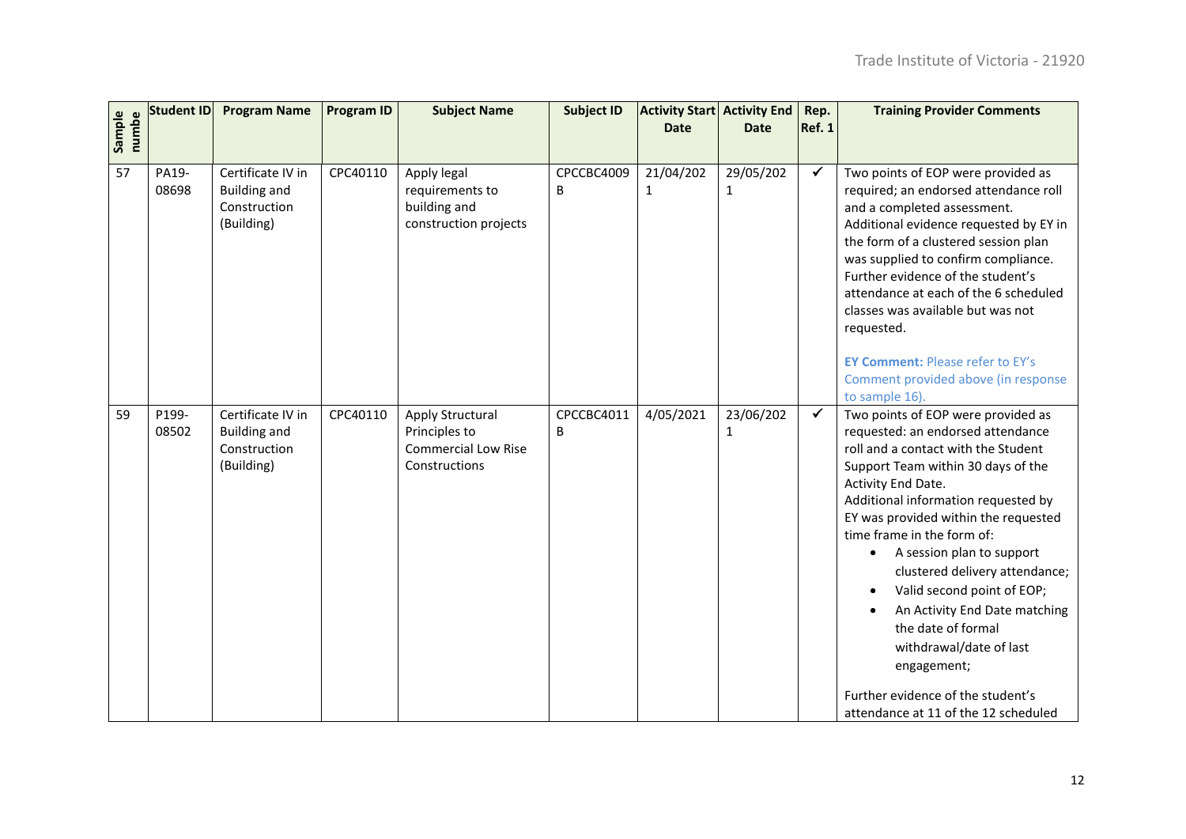| Sample numbe | Student ID | Program Name | Program ID | Subject Name | Subject ID | Activity Start Date | Activity End Date | Rep. Ref. 1 | Training Provider Comments |
|---|---|---|---|---|---|---|---|---|---|
| 57 | PA19-08698 | Certificate IV in Building and Construction (Building) | CPC40110 | Apply legal requirements to building and construction projects | CPCCBC4009B | 21/04/2021 | 29/05/2021 | ✓ | Two points of EOP were provided as required; an endorsed attendance roll and a completed assessment. Additional evidence requested by EY in the form of a clustered session plan was supplied to confirm compliance. Further evidence of the student's attendance at each of the 6 scheduled classes was available but was not requested.<br><br>**EY Comment:** Please refer to EY's Comment provided above (in response to sample 16). |
| 59 | P199-08502 | Certificate IV in Building and Construction (Building) | CPC40110 | Apply Structural Principles to Commercial Low Rise Constructions | CPCCBC4011B | 4/05/2021 | 23/06/2021 | ✓ | Two points of EOP were provided as requested: an endorsed attendance roll and a contact with the Student Support Team within 30 days of the Activity End Date.<br>Additional information requested by EY was provided within the requested time frame in the form of:<br>• A session plan to support clustered delivery attendance;<br>• Valid second point of EOP;<br>• An Activity End Date matching the date of formal withdrawal/date of last engagement;<br><br>Further evidence of the student's attendance at 11 of the 12 scheduled |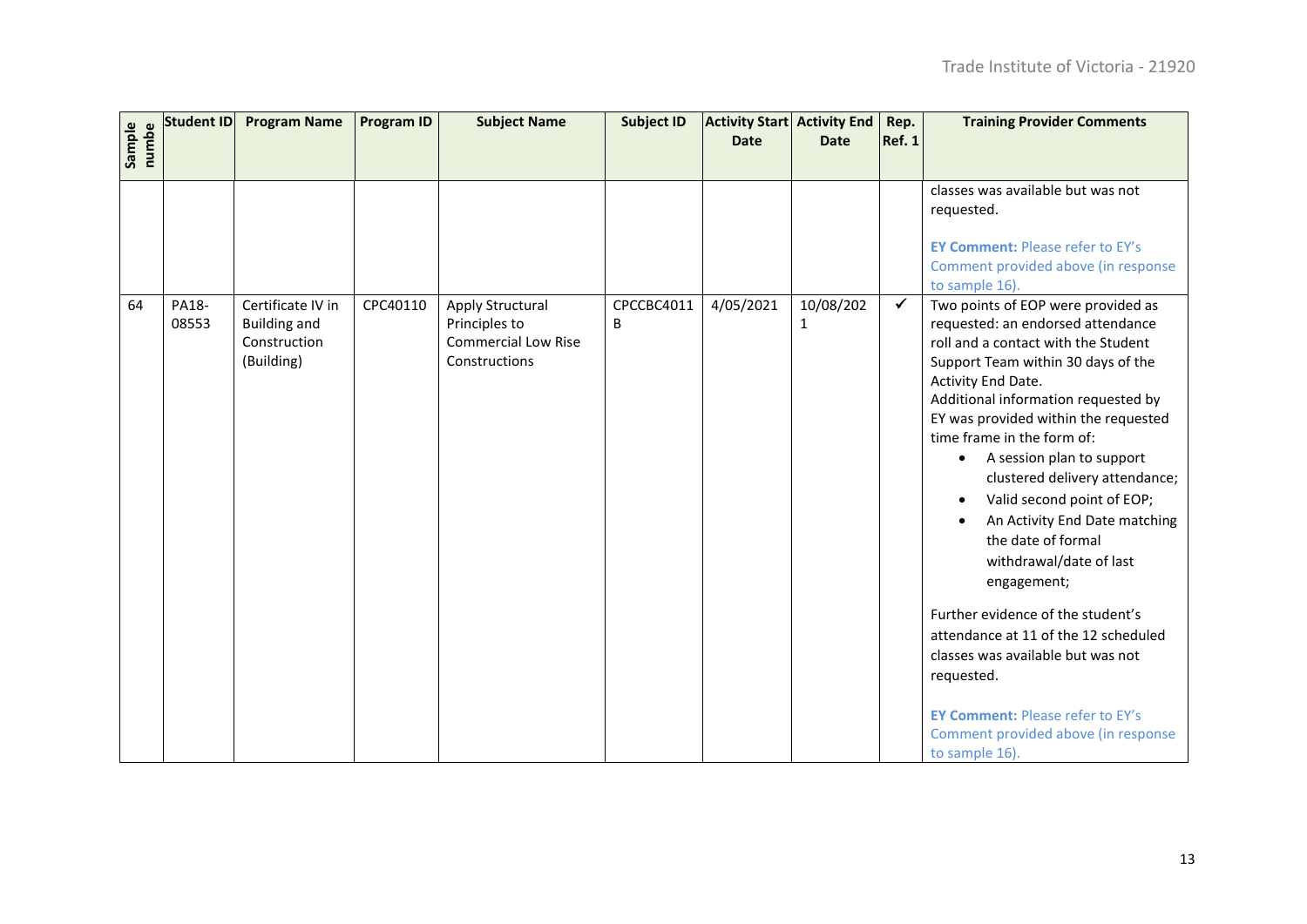| Sample numbe | Student ID | Program Name | Program ID | Subject Name | Subject ID | Activity Start Date | Activity End Date | Rep. Ref. 1 | Training Provider Comments |
|---|---|---|---|---|---|---|---|---|---|
| | | | | | | | | | classes was available but was not requested.<br><br>**EY Comment:** Please refer to EY's Comment provided above (in response to sample 16). |
| 64 | PA18-08553 | Certificate IV in Building and Construction (Building) | CPC40110 | Apply Structural Principles to Commercial Low Rise Constructions | CPCCBC4011B | 4/05/2021 | 10/08/2021 | ✓ | Two points of EOP were provided as requested: an endorsed attendance roll and a contact with the Student Support Team within 30 days of the Activity End Date.<br>Additional information requested by EY was provided within the requested time frame in the form of:<br>• A session plan to support clustered delivery attendance;<br>• Valid second point of EOP;<br>• An Activity End Date matching the date of formal withdrawal/date of last engagement;<br><br>Further evidence of the student's attendance at 11 of the 12 scheduled classes was available but was not requested.<br><br>**EY Comment:** Please refer to EY's Comment provided above (in response to sample 16). |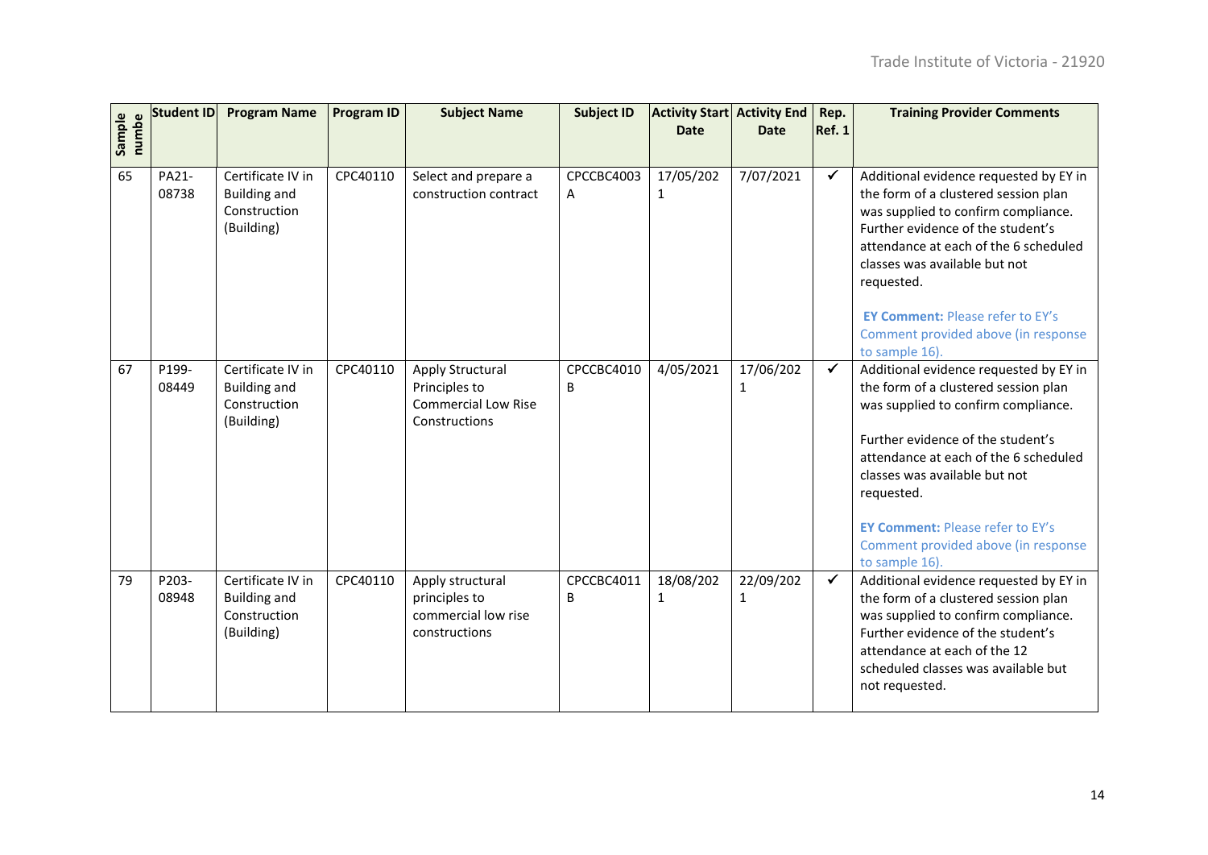| Sample number | Student ID | Program Name | Program ID | Subject Name | Subject ID | Activity Start Date | Activity End Date | Rep. Ref. 1 | Training Provider Comments |
|---|---|---|---|---|---|---|---|---|---|
| 65 | PA21-08738 | Certificate IV in Building and Construction (Building) | CPC40110 | Select and prepare a construction contract | CPCCBC4003A | 17/05/2021 | 7/07/2021 | ✓ | Additional evidence requested by EY in the form of a clustered session plan was supplied to confirm compliance. Further evidence of the student's attendance at each of the 6 scheduled classes was available but not requested.<br><br>**EY Comment:** Please refer to EY's Comment provided above (in response to sample 16). |
| 67 | P199-08449 | Certificate IV in Building and Construction (Building) | CPC40110 | Apply Structural Principles to Commercial Low Rise Constructions | CPCCBC4010B | 4/05/2021 | 17/06/2021 | ✓ | Additional evidence requested by EY in the form of a clustered session plan was supplied to confirm compliance.<br><br>Further evidence of the student's attendance at each of the 6 scheduled classes was available but not requested.<br><br>**EY Comment:** Please refer to EY's Comment provided above (in response to sample 16). |
| 79 | P203-08948 | Certificate IV in Building and Construction (Building) | CPC40110 | Apply structural principles to commercial low rise constructions | CPCCBC4011B | 18/08/2021 | 22/09/2021 | ✓ | Additional evidence requested by EY in the form of a clustered session plan was supplied to confirm compliance. Further evidence of the student's attendance at each of the 12 scheduled classes was available but not requested. |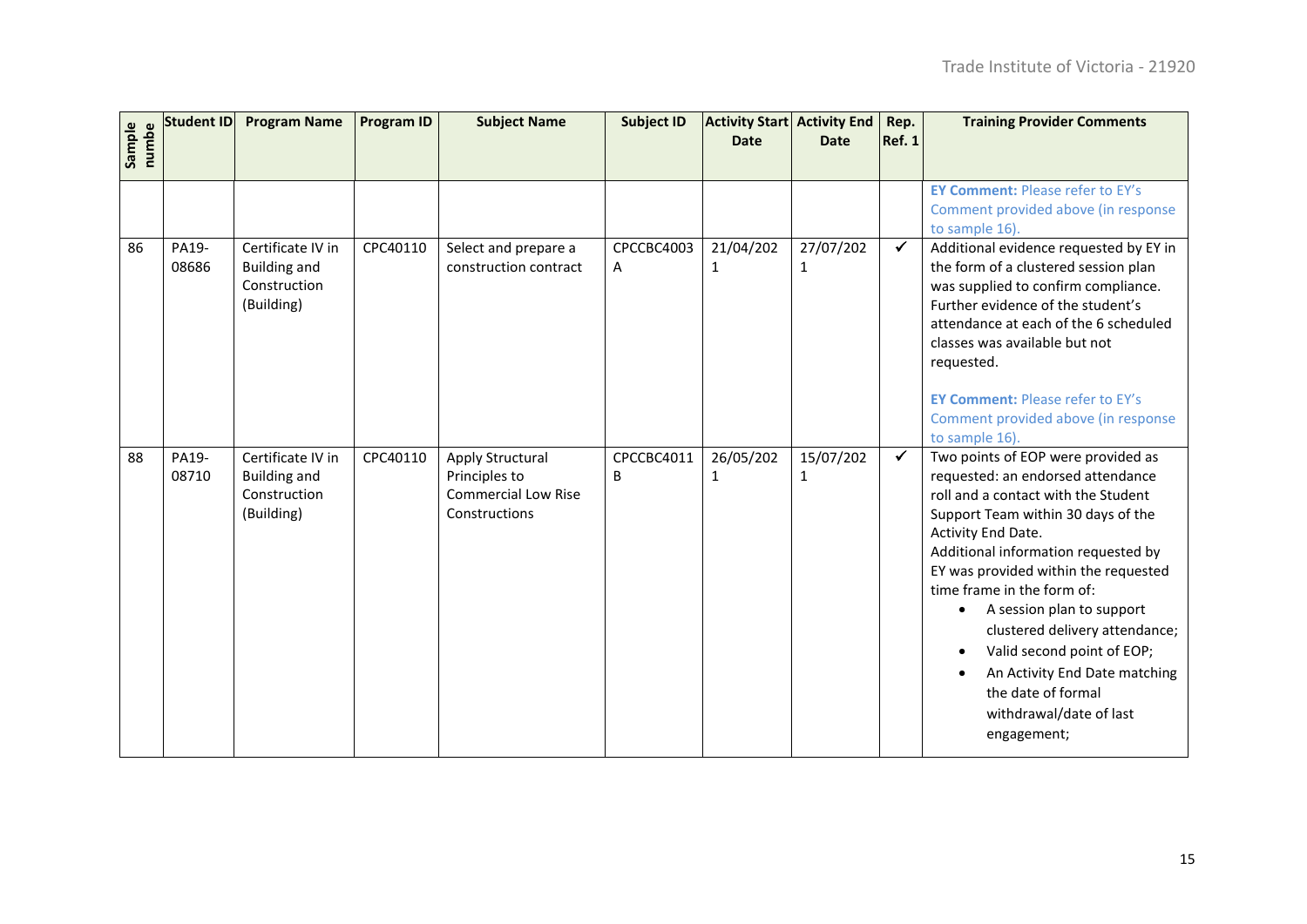| Sample numbe | Student ID | Program Name | Program ID | Subject Name | Subject ID | Activity Start Date | Activity End Date | Rep. Ref. 1 | Training Provider Comments |
|---|---|---|---|---|---|---|---|---|---|
| | | | | | | | | | **EY Comment:** Please refer to EY's Comment provided above (in response to sample 16). |
| 86 | PA19-08686 | Certificate IV in Building and Construction (Building) | CPC40110 | Select and prepare a construction contract | CPCCBC4003A | 21/04/2021 | 27/07/2021 | ✓ | Additional evidence requested by EY in the form of a clustered session plan was supplied to confirm compliance. Further evidence of the student's attendance at each of the 6 scheduled classes was available but not requested.<br><br>**EY Comment:** Please refer to EY's Comment provided above (in response to sample 16). |
| 88 | PA19-08710 | Certificate IV in Building and Construction (Building) | CPC40110 | Apply Structural Principles to Commercial Low Rise Constructions | CPCCBC4011B | 26/05/2021 | 15/07/2021 | ✓ | Two points of EOP were provided as requested: an endorsed attendance roll and a contact with the Student Support Team within 30 days of the Activity End Date.<br>Additional information requested by EY was provided within the requested time frame in the form of:<br>• A session plan to support clustered delivery attendance;<br>• Valid second point of EOP;<br>• An Activity End Date matching the date of formal withdrawal/date of last engagement; |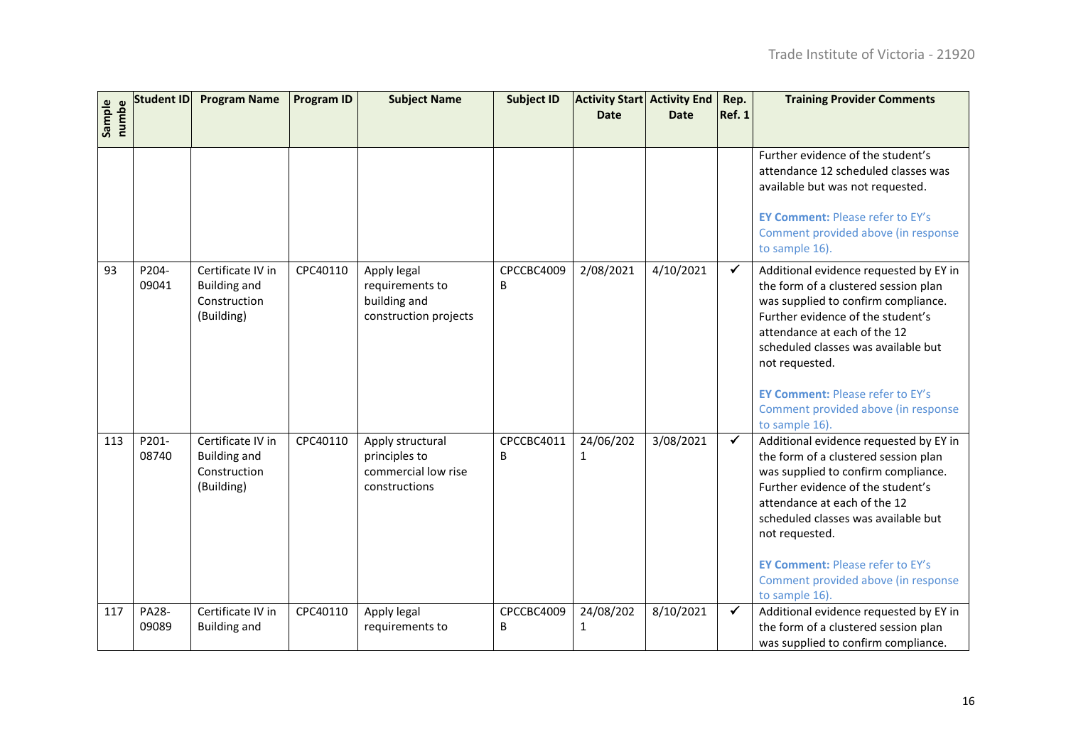| Sample numbe | Student ID | Program Name | Program ID | Subject Name | Subject ID | Activity Start Date | Activity End Date | Rep. Ref. 1 | Training Provider Comments |
|---|---|---|---|---|---|---|---|---|---|
| | | | | | | | | | Further evidence of the student's attendance 12 scheduled classes was available but was not requested.<br><br>**EY Comment:** Please refer to EY's Comment provided above (in response to sample 16). |
| 93 | P204-09041 | Certificate IV in Building and Construction (Building) | CPC40110 | Apply legal requirements to building and construction projects | CPCCBC4009B | 2/08/2021 | 4/10/2021 | ✓ | Additional evidence requested by EY in the form of a clustered session plan was supplied to confirm compliance. Further evidence of the student's attendance at each of the 12 scheduled classes was available but not requested.<br><br>**EY Comment:** Please refer to EY's Comment provided above (in response to sample 16). |
| 113 | P201-08740 | Certificate IV in Building and Construction (Building) | CPC40110 | Apply structural principles to commercial low rise constructions | CPCCBC4011B | 24/06/2021 | 3/08/2021 | ✓ | Additional evidence requested by EY in the form of a clustered session plan was supplied to confirm compliance. Further evidence of the student's attendance at each of the 12 scheduled classes was available but not requested.<br><br>**EY Comment:** Please refer to EY's Comment provided above (in response to sample 16). |
| 117 | PA28-09089 | Certificate IV in Building and | CPC40110 | Apply legal requirements to | CPCCBC4009B | 24/08/2021 | 8/10/2021 | ✓ | Additional evidence requested by EY in the form of a clustered session plan was supplied to confirm compliance. |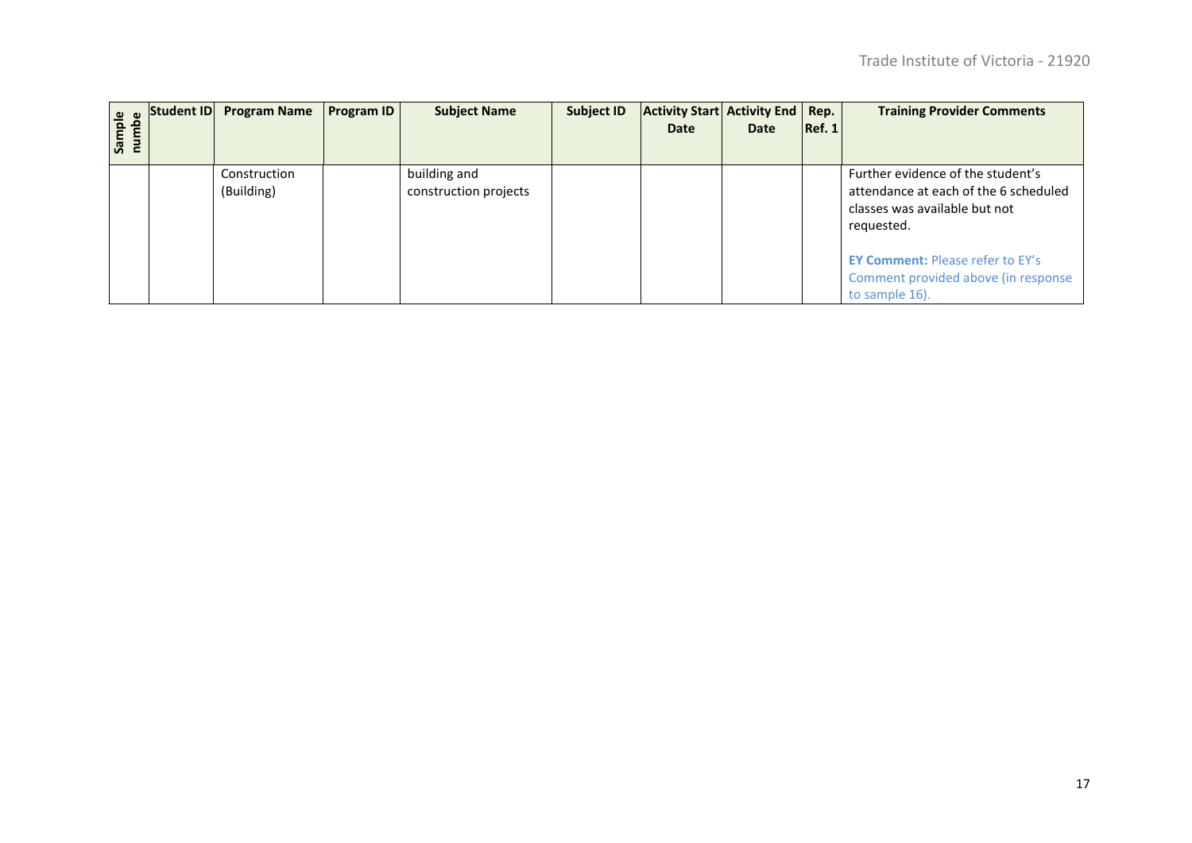| Sample numbe | Student ID | Program Name | Program ID | Subject Name | Subject ID | Activity Start Date | Activity End Date | Rep. Ref. 1 | Training Provider Comments |
|---|---|---|---|---|---|---|---|---|---|
| | | Construction (Building) | | building and construction projects | | | | | Further evidence of the student's attendance at each of the 6 scheduled classes was available but not requested.<br><br>**EY Comment:** Please refer to EY's Comment provided above (in response to sample 16). |